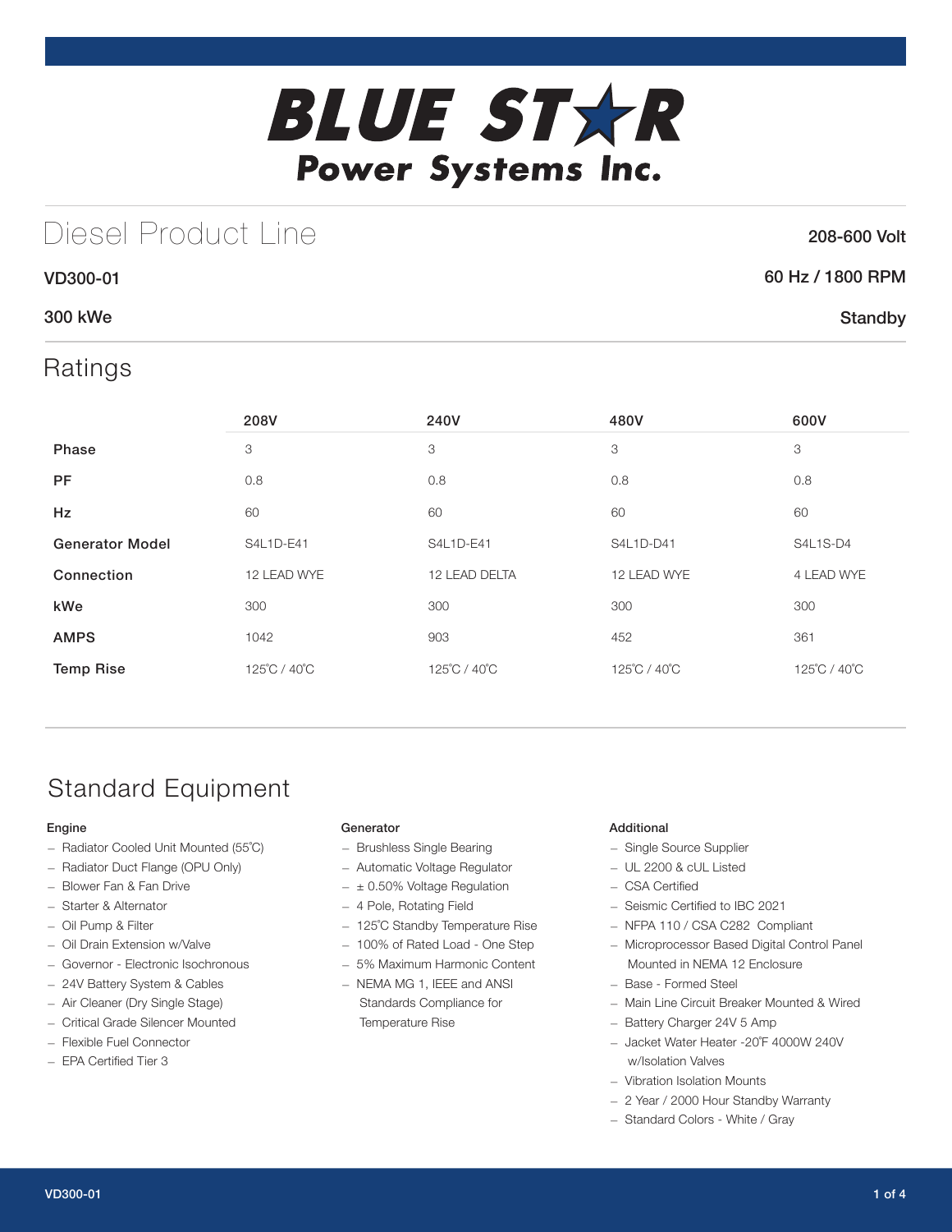# BLUE STAR Power Systems Inc.

## Diesel Product Line

208-600 Volt

**VD300-01**

60 Hz / 1800 RPM

**300 kWe**

Standby

## Ratings

| | 208V | 240V | 480V | 600V |
|---|---|---|---|---|
| **Phase** | 3 | 3 | 3 | 3 |
| **PF** | 0.8 | 0.8 | 0.8 | 0.8 |
| **Hz** | 60 | 60 | 60 | 60 |
| **Generator Model** | S4L1D-E41 | S4L1D-E41 | S4L1D-D41 | S4L1S-D4 |
| **Connection** | 12 LEAD WYE | 12 LEAD DELTA | 12 LEAD WYE | 4 LEAD WYE |
| **kWe** | 300 | 300 | 300 | 300 |
| **AMPS** | 1042 | 903 | 452 | 361 |
| **Temp Rise** | 125˚C / 40˚C | 125˚C / 40˚C | 125˚C / 40˚C | 125˚C / 40˚C |

## Standard Equipment

### Engine

- Radiator Cooled Unit Mounted (55˚C)
- Radiator Duct Flange (OPU Only)
- Blower Fan & Fan Drive
- Starter & Alternator
- Oil Pump & Filter
- Oil Drain Extension w/Valve
- Governor - Electronic Isochronous
- 24V Battery System & Cables
- Air Cleaner (Dry Single Stage)
- Critical Grade Silencer Mounted
- Flexible Fuel Connector
- EPA Certified Tier 3

### Generator

- Brushless Single Bearing
- Automatic Voltage Regulator
- ± 0.50% Voltage Regulation
- 4 Pole, Rotating Field
- 125˚C Standby Temperature Rise
- 100% of Rated Load - One Step
- 5% Maximum Harmonic Content
- NEMA MG 1, IEEE and ANSI Standards Compliance for Temperature Rise

### Additional

- Single Source Supplier
- UL 2200 & cUL Listed
- CSA Certified
- Seismic Certified to IBC 2021
- NFPA 110 / CSA C282 Compliant
- Microprocessor Based Digital Control Panel Mounted in NEMA 12 Enclosure
- Base - Formed Steel
- Main Line Circuit Breaker Mounted & Wired
- Battery Charger 24V 5 Amp
- Jacket Water Heater -20˚F 4000W 240V w/Isolation Valves
- Vibration Isolation Mounts
- 2 Year / 2000 Hour Standby Warranty
- Standard Colors - White / Gray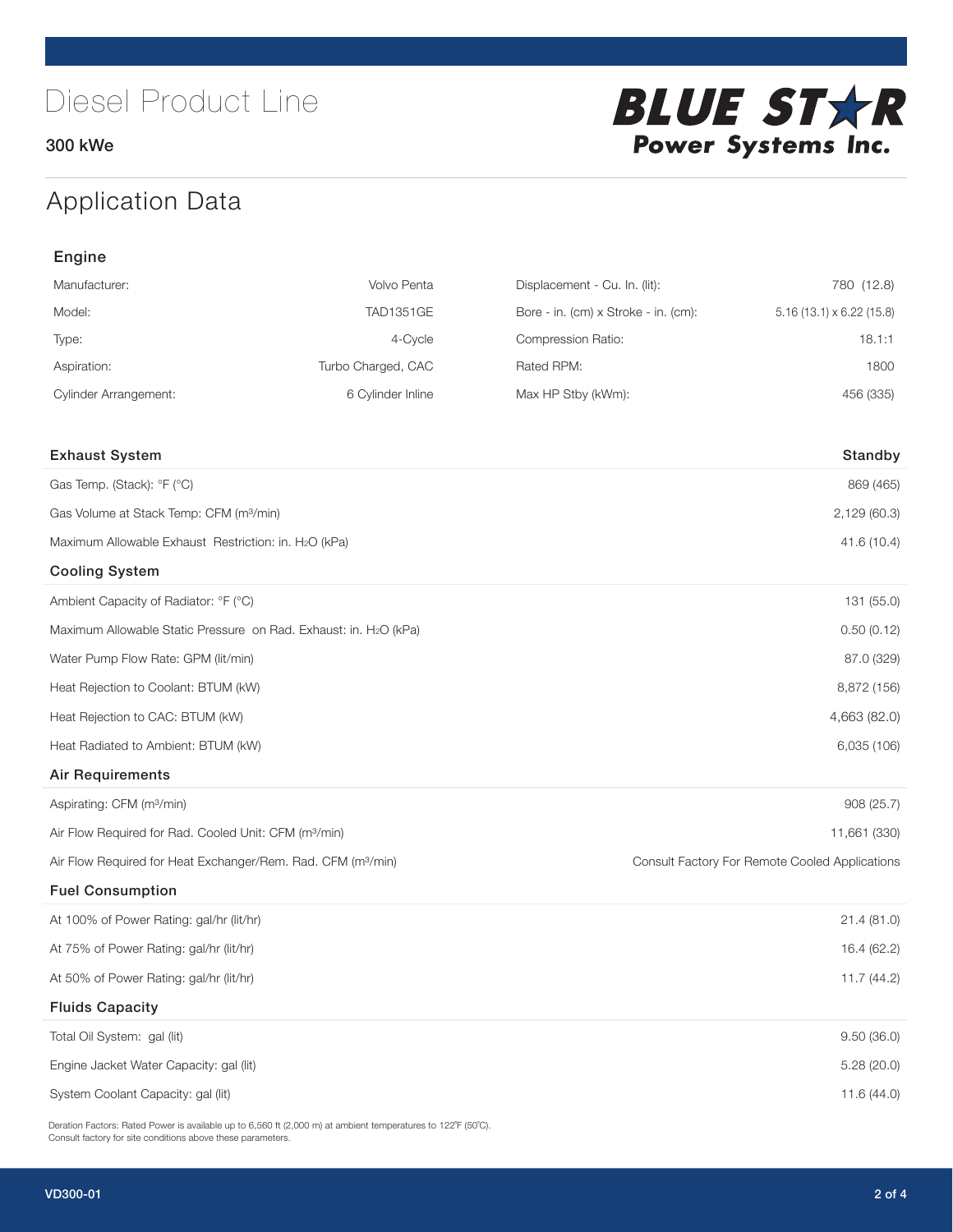# Diesel Product Line

300 kWe

BLUE STAR Power Systems Inc.

## Application Data

### Engine

| | | | |
|---|---|---|---|
| Manufacturer: | Volvo Penta | Displacement - Cu. In. (lit): | 780 (12.8) |
| Model: | TAD1351GE | Bore - in. (cm) x Stroke - in. (cm): | 5.16 (13.1) x 6.22 (15.8) |
| Type: | 4-Cycle | Compression Ratio: | 18.1:1 |
| Aspiration: | Turbo Charged, CAC | Rated RPM: | 1800 |
| Cylinder Arrangement: | 6 Cylinder Inline | Max HP Stby (kWm): | 456 (335) |

| Exhaust System | Standby |
|---|---|
| Gas Temp. (Stack): °F (°C) | 869 (465) |
| Gas Volume at Stack Temp: CFM (m³/min) | 2,129 (60.3) |
| Maximum Allowable Exhaust Restriction: in. $H_2O$ (kPa) | 41.6 (10.4) |
| **Cooling System** | |
| Ambient Capacity of Radiator: °F (°C) | 131 (55.0) |
| Maximum Allowable Static Pressure on Rad. Exhaust: in. $H_2O$ (kPa) | 0.50 (0.12) |
| Water Pump Flow Rate: GPM (lit/min) | 87.0 (329) |
| Heat Rejection to Coolant: BTUM (kW) | 8,872 (156) |
| Heat Rejection to CAC: BTUM (kW) | 4,663 (82.0) |
| Heat Radiated to Ambient: BTUM (kW) | 6,035 (106) |
| **Air Requirements** | |
| Aspirating: CFM (m³/min) | 908 (25.7) |
| Air Flow Required for Rad. Cooled Unit: CFM (m³/min) | 11,661 (330) |
| Air Flow Required for Heat Exchanger/Rem. Rad. CFM (m³/min) | Consult Factory For Remote Cooled Applications |
| **Fuel Consumption** | |
| At 100% of Power Rating: gal/hr (lit/hr) | 21.4 (81.0) |
| At 75% of Power Rating: gal/hr (lit/hr) | 16.4 (62.2) |
| At 50% of Power Rating: gal/hr (lit/hr) | 11.7 (44.2) |
| **Fluids Capacity** | |
| Total Oil System: gal (lit) | 9.50 (36.0) |
| Engine Jacket Water Capacity: gal (lit) | 5.28 (20.0) |
| System Coolant Capacity: gal (lit) | 11.6 (44.0) |

Deration Factors: Rated Power is available up to 6,560 ft (2,000 m) at ambient temperatures to 122°F (50°C).
Consult factory for site conditions above these parameters.

VD300-01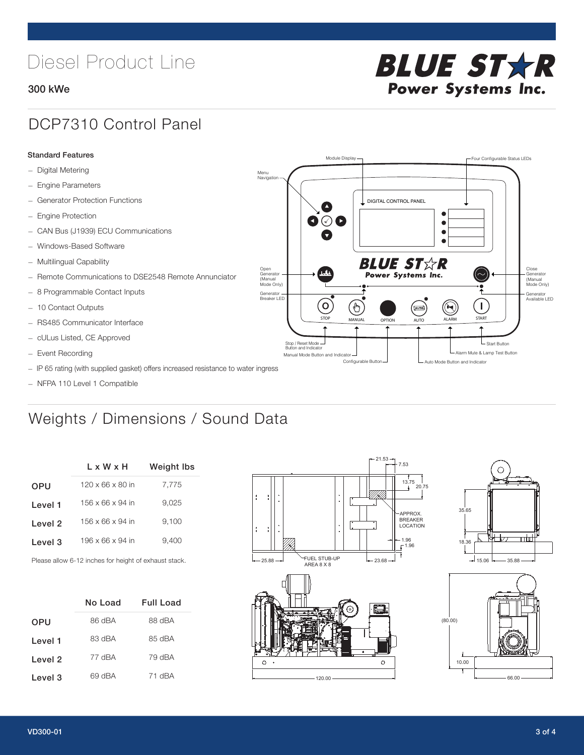# Diesel Product Line

**300 kWe**

**BLUE STAR Power Systems Inc.**

## DCP7310 Control Panel

**Standard Features**

- Digital Metering
- Engine Parameters
- Generator Protection Functions
- Engine Protection
- CAN Bus (J1939) ECU Communications
- Windows-Based Software
- Multilingual Capability
- Remote Communications to DSE2548 Remote Annunciator
- 8 Programmable Contact Inputs
- 10 Contact Outputs
- RS485 Communicator Interface
- cULus Listed, CE Approved
- Event Recording
- IP 65 rating (with supplied gasket) offers increased resistance to water ingress
- NFPA 110 Level 1 Compatible

Module Display
Four Configurable Status LEDs
Menu Navigation
DIGITAL CONTROL PANEL
Open Generator (Manual Mode Only)
Close Generator (Manual Mode Only)
Generator Breaker LED
Generator Available LED
STOP
MANUAL
OPTION
AUTO
ALARM
START
Stop / Reset Mode Button and Indicator
Manual Mode Button and Indicator
Configurable Button
Auto Mode Button and Indicator
Alarm Mute & Lamp Test Button
Start Button

## Weights / Dimensions / Sound Data

| | L x W x H | Weight lbs |
|---|---|---|
| OPU | 120 x 66 x 80 in | 7,775 |
| Level 1 | 156 x 66 x 94 in | 9,025 |
| Level 2 | 156 x 66 x 94 in | 9,100 |
| Level 3 | 196 x 66 x 94 in | 9,400 |

Please allow 6-12 inches for height of exhaust stack.

| | No Load | Full Load |
|---|---|---|
| OPU | 86 dBA | 88 dBA |
| Level 1 | 83 dBA | 85 dBA |
| Level 2 | 77 dBA | 79 dBA |
| Level 3 | 69 dBA | 71 dBA |

21.53
7.53
13.75
20.75
APPROX. BREAKER LOCATION
1.96
1.96
25.88
FUEL STUB-UP AREA 8 X 8
23.68
35.65
18.36
15.06
35.88
(80.00)
10.00
120.00
66.00

VD300-01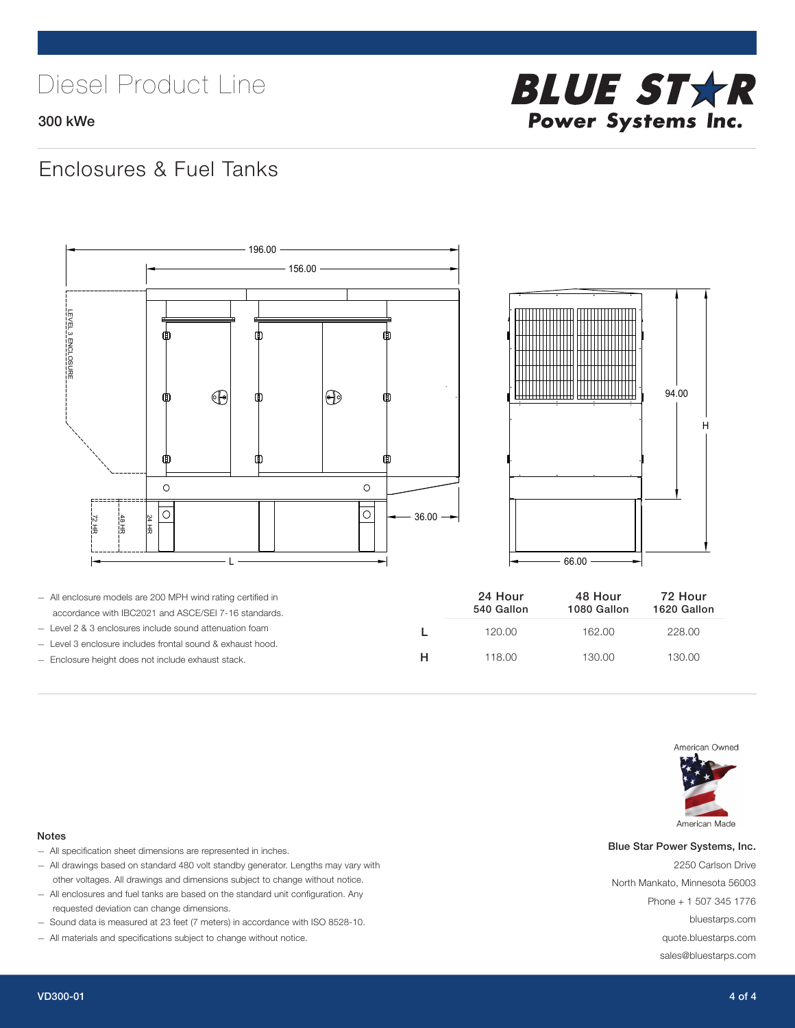# Diesel Product Line

300 kWe

## Enclosures & Fuel Tanks

196.00
156.00
LEVEL 3 ENCLOSURE
72 HR
48 HR
24 HR
36.00
L
94.00
H
66.00

- All enclosure models are 200 MPH wind rating certified in accordance with IBC2021 and ASCE/SEI 7-16 standards.
- Level 2 & 3 enclosures include sound attenuation foam
- Level 3 enclosure includes frontal sound & exhaust hood.
- Enclosure height does not include exhaust stack.

| | 24 Hour 540 Gallon | 48 Hour 1080 Gallon | 72 Hour 1620 Gallon |
|---|---|---|---|
| L | 120.00 | 162.00 | 228.00 |
| H | 118.00 | 130.00 | 130.00 |

American Owned
American Made

### Notes

- All specification sheet dimensions are represented in inches.
- All drawings based on standard 480 volt standby generator. Lengths may vary with other voltages. All drawings and dimensions subject to change without notice.
- All enclosures and fuel tanks are based on the standard unit configuration. Any requested deviation can change dimensions.
- Sound data is measured at 23 feet (7 meters) in accordance with ISO 8528-10.
- All materials and specifications subject to change without notice.

**Blue Star Power Systems, Inc.**
2250 Carlson Drive
North Mankato, Minnesota 56003
Phone + 1 507 345 1776
bluestarps.com
quote.bluestarps.com
sales@bluestarps.com

VD300-01